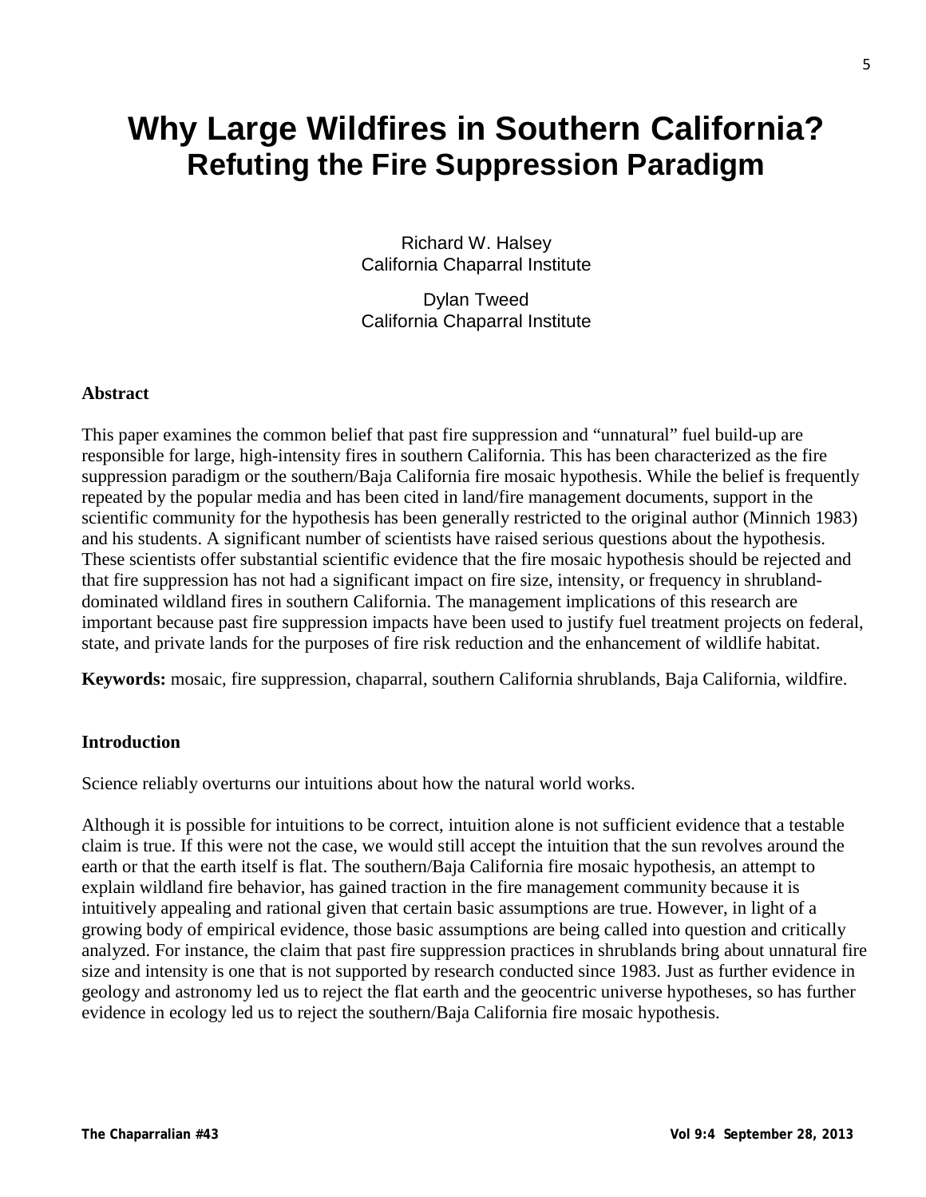# Why Large Wildfires in Southern California?
## Refuting the Fire Suppression Paradigm

Richard W. Halsey
California Chaparral Institute

Dylan Tweed
California Chaparral Institute

**Abstract**

This paper examines the common belief that past fire suppression and "unnatural" fuel build-up are responsible for large, high-intensity fires in southern California. This has been characterized as the fire suppression paradigm or the southern/Baja California fire mosaic hypothesis. While the belief is frequently repeated by the popular media and has been cited in land/fire management documents, support in the scientific community for the hypothesis has been generally restricted to the original author (Minnich 1983) and his students. A significant number of scientists have raised serious questions about the hypothesis. These scientists offer substantial scientific evidence that the fire mosaic hypothesis should be rejected and that fire suppression has not had a significant impact on fire size, intensity, or frequency in shrubland-dominated wildland fires in southern California. The management implications of this research are important because past fire suppression impacts have been used to justify fuel treatment projects on federal, state, and private lands for the purposes of fire risk reduction and the enhancement of wildlife habitat.

**Keywords:** mosaic, fire suppression, chaparral, southern California shrublands, Baja California, wildfire.

**Introduction**

Science reliably overturns our intuitions about how the natural world works.

Although it is possible for intuitions to be correct, intuition alone is not sufficient evidence that a testable claim is true. If this were not the case, we would still accept the intuition that the sun revolves around the earth or that the earth itself is flat. The southern/Baja California fire mosaic hypothesis, an attempt to explain wildland fire behavior, has gained traction in the fire management community because it is intuitively appealing and rational given that certain basic assumptions are true. However, in light of a growing body of empirical evidence, those basic assumptions are being called into question and critically analyzed. For instance, the claim that past fire suppression practices in shrublands bring about unnatural fire size and intensity is one that is not supported by research conducted since 1983. Just as further evidence in geology and astronomy led us to reject the flat earth and the geocentric universe hypotheses, so has further evidence in ecology led us to reject the southern/Baja California fire mosaic hypothesis.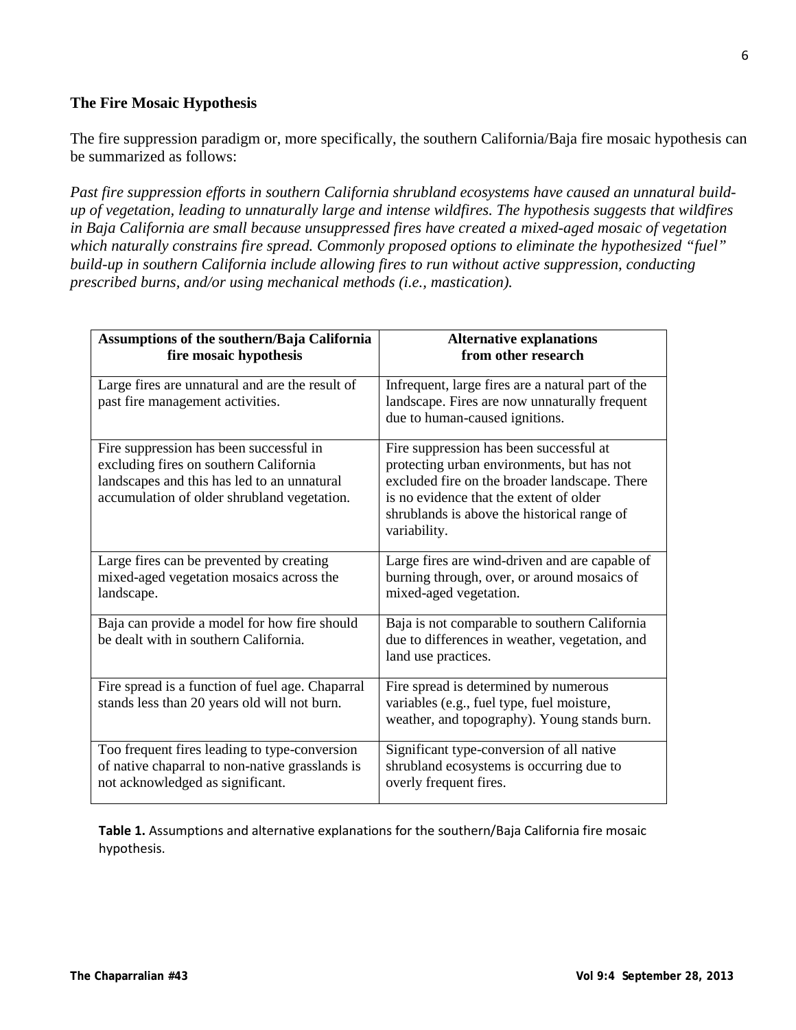## The Fire Mosaic Hypothesis

The fire suppression paradigm or, more specifically, the southern California/Baja fire mosaic hypothesis can be summarized as follows:

*Past fire suppression efforts in southern California shrubland ecosystems have caused an unnatural build-up of vegetation, leading to unnaturally large and intense wildfires. The hypothesis suggests that wildfires in Baja California are small because unsuppressed fires have created a mixed-aged mosaic of vegetation which naturally constrains fire spread. Commonly proposed options to eliminate the hypothesized "fuel" build-up in southern California include allowing fires to run without active suppression, conducting prescribed burns, and/or using mechanical methods (i.e., mastication).*

| Assumptions of the southern/Baja California fire mosaic hypothesis | Alternative explanations from other research |
|---|---|
| Large fires are unnatural and are the result of past fire management activities. | Infrequent, large fires are a natural part of the landscape. Fires are now unnaturally frequent due to human-caused ignitions. |
| Fire suppression has been successful in excluding fires on southern California landscapes and this has led to an unnatural accumulation of older shrubland vegetation. | Fire suppression has been successful at protecting urban environments, but has not excluded fire on the broader landscape. There is no evidence that the extent of older shrublands is above the historical range of variability. |
| Large fires can be prevented by creating mixed-aged vegetation mosaics across the landscape. | Large fires are wind-driven and are capable of burning through, over, or around mosaics of mixed-aged vegetation. |
| Baja can provide a model for how fire should be dealt with in southern California. | Baja is not comparable to southern California due to differences in weather, vegetation, and land use practices. |
| Fire spread is a function of fuel age. Chaparral stands less than 20 years old will not burn. | Fire spread is determined by numerous variables (e.g., fuel type, fuel moisture, weather, and topography). Young stands burn. |
| Too frequent fires leading to type-conversion of native chaparral to non-native grasslands is not acknowledged as significant. | Significant type-conversion of all native shrubland ecosystems is occurring due to overly frequent fires. |

**Table 1.** Assumptions and alternative explanations for the southern/Baja California fire mosaic hypothesis.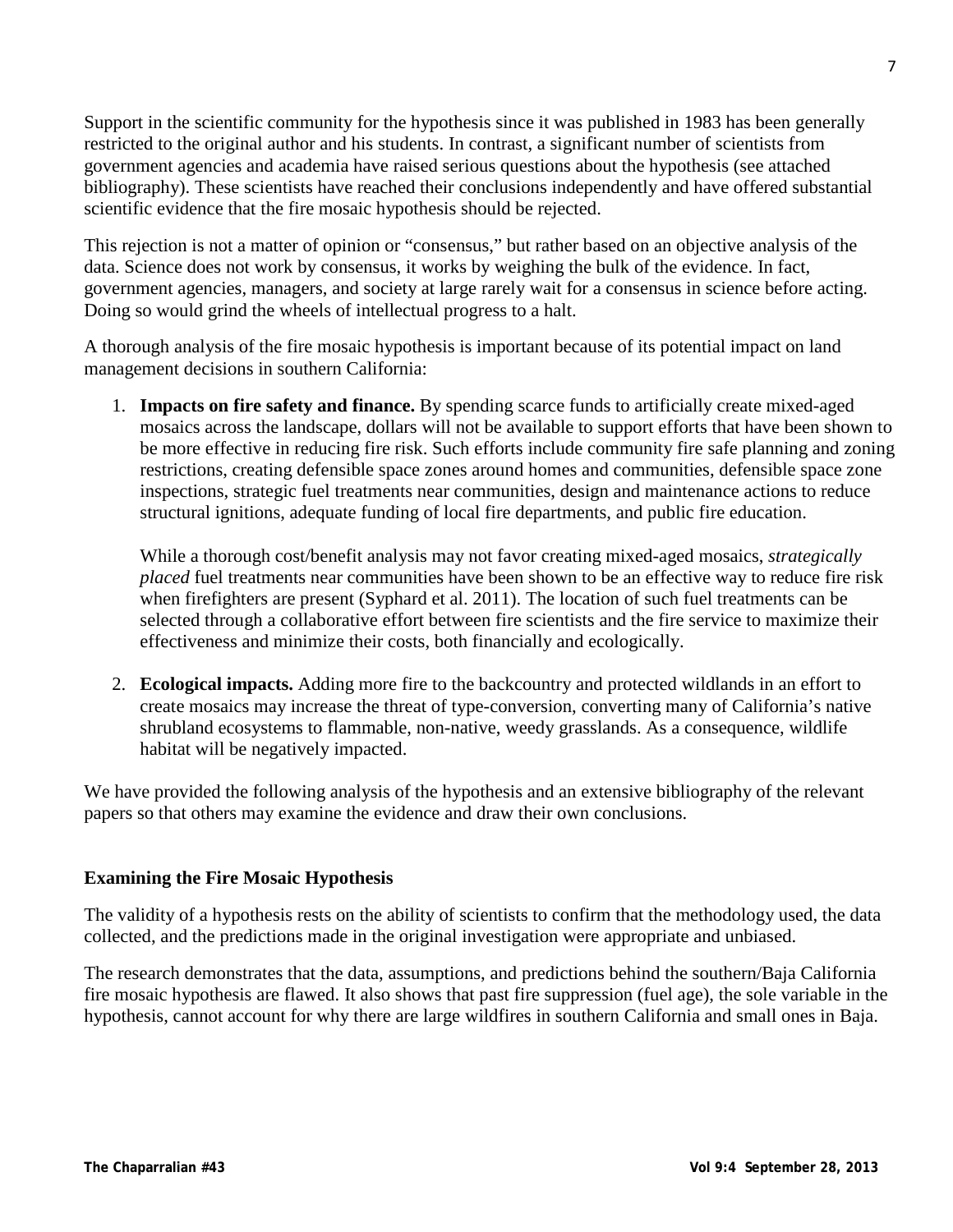Support in the scientific community for the hypothesis since it was published in 1983 has been generally restricted to the original author and his students. In contrast, a significant number of scientists from government agencies and academia have raised serious questions about the hypothesis (see attached bibliography). These scientists have reached their conclusions independently and have offered substantial scientific evidence that the fire mosaic hypothesis should be rejected.

This rejection is not a matter of opinion or "consensus," but rather based on an objective analysis of the data. Science does not work by consensus, it works by weighing the bulk of the evidence. In fact, government agencies, managers, and society at large rarely wait for a consensus in science before acting. Doing so would grind the wheels of intellectual progress to a halt.

A thorough analysis of the fire mosaic hypothesis is important because of its potential impact on land management decisions in southern California:

1. **Impacts on fire safety and finance.** By spending scarce funds to artificially create mixed-aged mosaics across the landscape, dollars will not be available to support efforts that have been shown to be more effective in reducing fire risk. Such efforts include community fire safe planning and zoning restrictions, creating defensible space zones around homes and communities, defensible space zone inspections, strategic fuel treatments near communities, design and maintenance actions to reduce structural ignitions, adequate funding of local fire departments, and public fire education.

   While a thorough cost/benefit analysis may not favor creating mixed-aged mosaics, *strategically placed* fuel treatments near communities have been shown to be an effective way to reduce fire risk when firefighters are present (Syphard et al. 2011). The location of such fuel treatments can be selected through a collaborative effort between fire scientists and the fire service to maximize their effectiveness and minimize their costs, both financially and ecologically.

2. **Ecological impacts.** Adding more fire to the backcountry and protected wildlands in an effort to create mosaics may increase the threat of type-conversion, converting many of California's native shrubland ecosystems to flammable, non-native, weedy grasslands. As a consequence, wildlife habitat will be negatively impacted.

We have provided the following analysis of the hypothesis and an extensive bibliography of the relevant papers so that others may examine the evidence and draw their own conclusions.

### Examining the Fire Mosaic Hypothesis

The validity of a hypothesis rests on the ability of scientists to confirm that the methodology used, the data collected, and the predictions made in the original investigation were appropriate and unbiased.

The research demonstrates that the data, assumptions, and predictions behind the southern/Baja California fire mosaic hypothesis are flawed. It also shows that past fire suppression (fuel age), the sole variable in the hypothesis, cannot account for why there are large wildfires in southern California and small ones in Baja.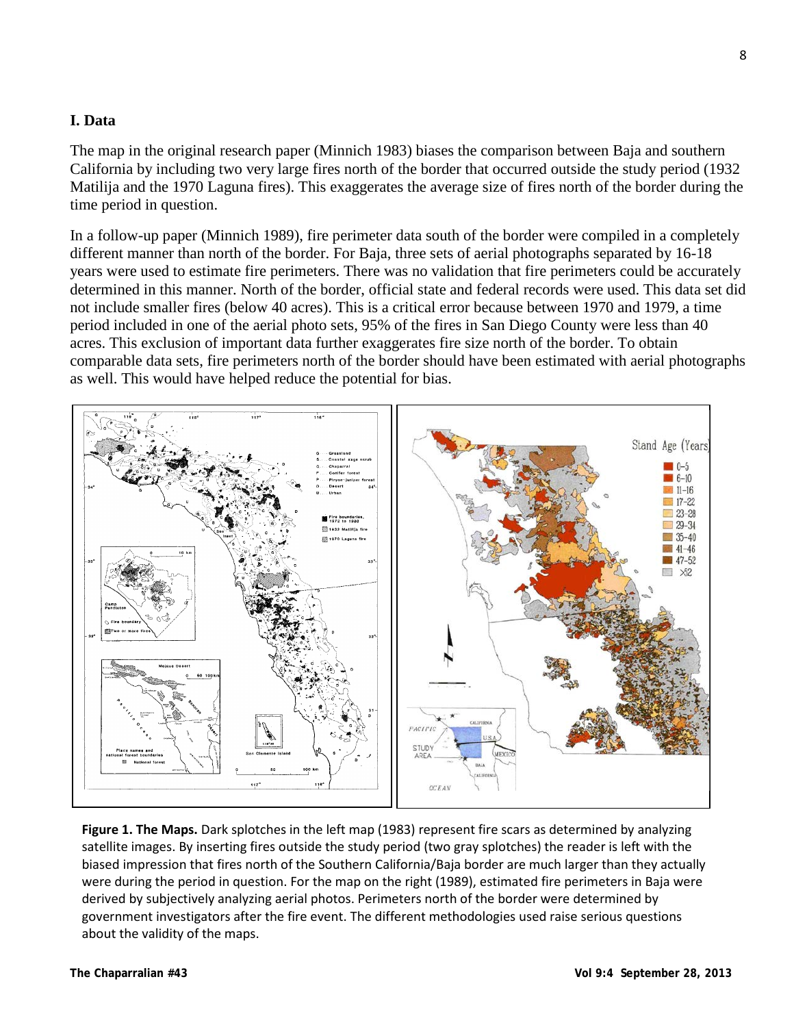## I. Data

The map in the original research paper (Minnich 1983) biases the comparison between Baja and southern California by including two very large fires north of the border that occurred outside the study period (1932 Matilija and the 1970 Laguna fires). This exaggerates the average size of fires north of the border during the time period in question.

In a follow-up paper (Minnich 1989), fire perimeter data south of the border were compiled in a completely different manner than north of the border. For Baja, three sets of aerial photographs separated by 16-18 years were used to estimate fire perimeters. There was no validation that fire perimeters could be accurately determined in this manner. North of the border, official state and federal records were used. This data set did not include smaller fires (below 40 acres). This is a critical error because between 1970 and 1979, a time period included in one of the aerial photo sets, 95% of the fires in San Diego County were less than 40 acres. This exclusion of important data further exaggerates fire size north of the border. To obtain comparable data sets, fire perimeters north of the border should have been estimated with aerial photographs as well. This would have helped reduce the potential for bias.

**Figure 1. The Maps.** Dark splotches in the left map (1983) represent fire scars as determined by analyzing satellite images. By inserting fires outside the study period (two gray splotches) the reader is left with the biased impression that fires north of the Southern California/Baja border are much larger than they actually were during the period in question. For the map on the right (1989), estimated fire perimeters in Baja were derived by subjectively analyzing aerial photos. Perimeters north of the border were determined by government investigators after the fire event. The different methodologies used raise serious questions about the validity of the maps.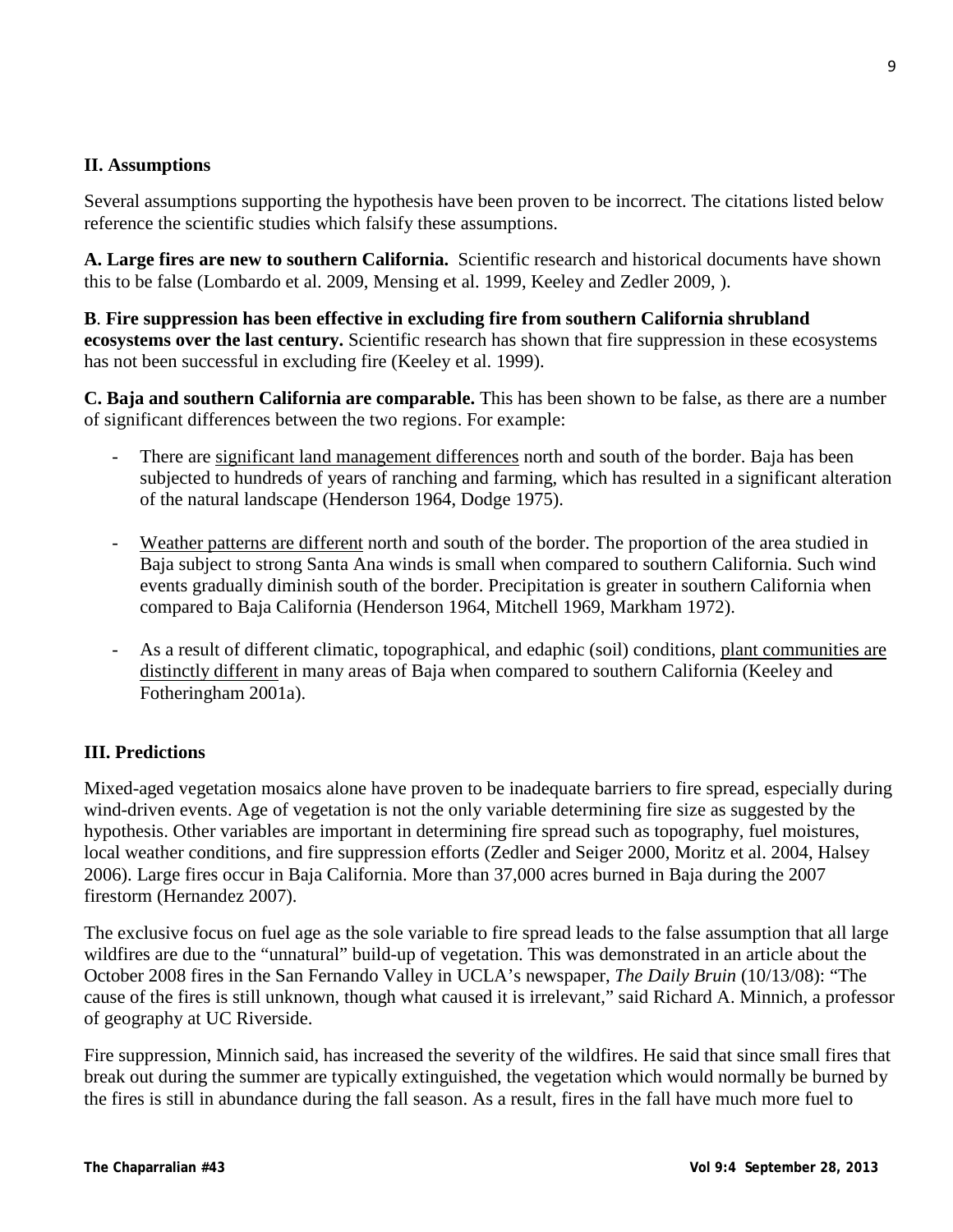## II. Assumptions

Several assumptions supporting the hypothesis have been proven to be incorrect. The citations listed below reference the scientific studies which falsify these assumptions.

**A. Large fires are new to southern California.** Scientific research and historical documents have shown this to be false (Lombardo et al. 2009, Mensing et al. 1999, Keeley and Zedler 2009, ).

**B. Fire suppression has been effective in excluding fire from southern California shrubland ecosystems over the last century.** Scientific research has shown that fire suppression in these ecosystems has not been successful in excluding fire (Keeley et al. 1999).

**C. Baja and southern California are comparable.** This has been shown to be false, as there are a number of significant differences between the two regions. For example:

- There are significant land management differences north and south of the border. Baja has been subjected to hundreds of years of ranching and farming, which has resulted in a significant alteration of the natural landscape (Henderson 1964, Dodge 1975).
- Weather patterns are different north and south of the border. The proportion of the area studied in Baja subject to strong Santa Ana winds is small when compared to southern California. Such wind events gradually diminish south of the border. Precipitation is greater in southern California when compared to Baja California (Henderson 1964, Mitchell 1969, Markham 1972).
- As a result of different climatic, topographical, and edaphic (soil) conditions, plant communities are distinctly different in many areas of Baja when compared to southern California (Keeley and Fotheringham 2001a).

## III. Predictions

Mixed-aged vegetation mosaics alone have proven to be inadequate barriers to fire spread, especially during wind-driven events. Age of vegetation is not the only variable determining fire size as suggested by the hypothesis. Other variables are important in determining fire spread such as topography, fuel moistures, local weather conditions, and fire suppression efforts (Zedler and Seiger 2000, Moritz et al. 2004, Halsey 2006). Large fires occur in Baja California. More than 37,000 acres burned in Baja during the 2007 firestorm (Hernandez 2007).

The exclusive focus on fuel age as the sole variable to fire spread leads to the false assumption that all large wildfires are due to the "unnatural" build-up of vegetation. This was demonstrated in an article about the October 2008 fires in the San Fernando Valley in UCLA's newspaper, *The Daily Bruin* (10/13/08): "The cause of the fires is still unknown, though what caused it is irrelevant," said Richard A. Minnich, a professor of geography at UC Riverside.

Fire suppression, Minnich said, has increased the severity of the wildfires. He said that since small fires that break out during the summer are typically extinguished, the vegetation which would normally be burned by the fires is still in abundance during the fall season. As a result, fires in the fall have much more fuel to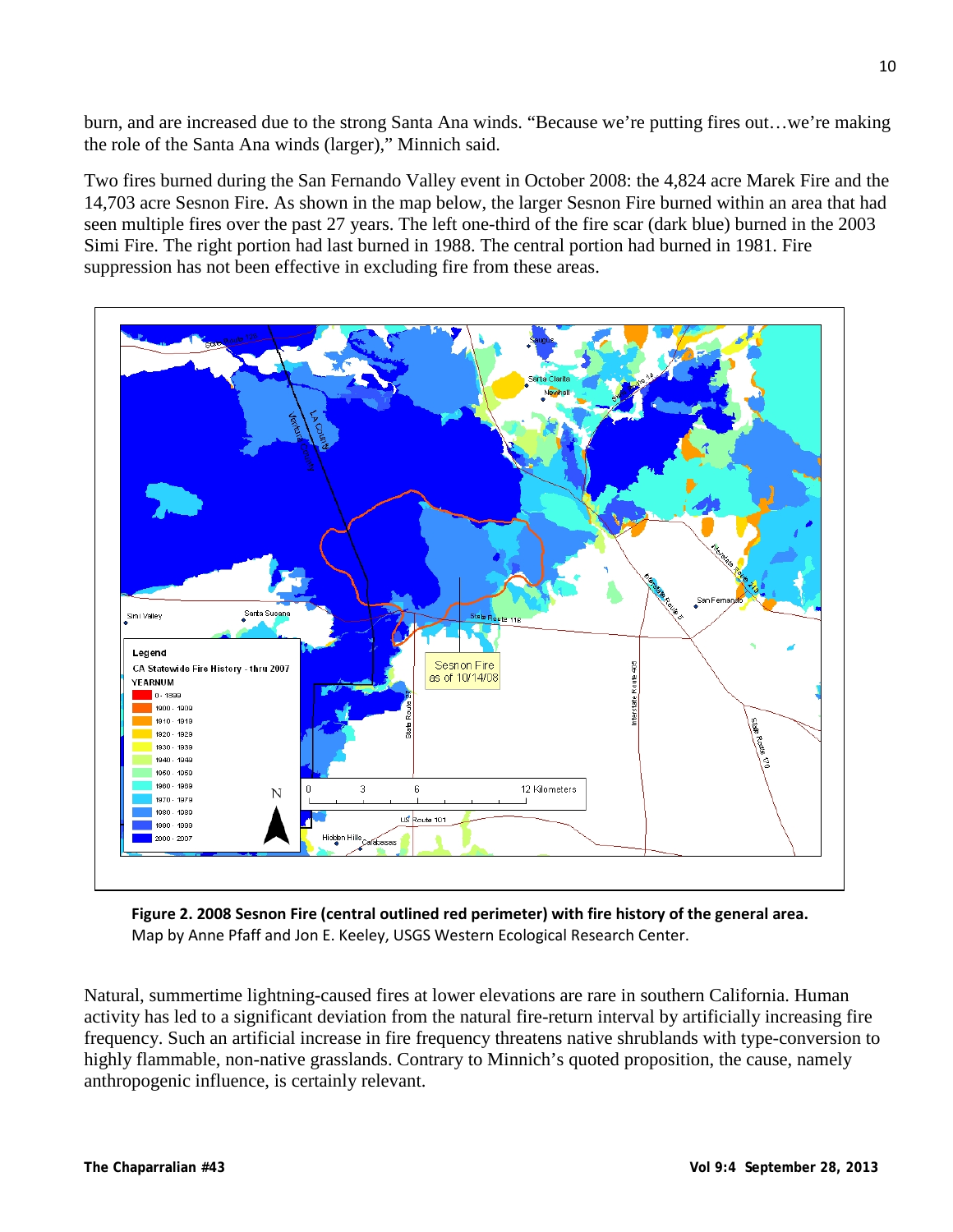burn, and are increased due to the strong Santa Ana winds. "Because we're putting fires out…we're making the role of the Santa Ana winds (larger)," Minnich said.

Two fires burned during the San Fernando Valley event in October 2008: the 4,824 acre Marek Fire and the 14,703 acre Sesnon Fire. As shown in the map below, the larger Sesnon Fire burned within an area that had seen multiple fires over the past 27 years. The left one-third of the fire scar (dark blue) burned in the 2003 Simi Fire. The right portion had last burned in 1988. The central portion had burned in 1981. Fire suppression has not been effective in excluding fire from these areas.

**Figure 2. 2008 Sesnon Fire (central outlined red perimeter) with fire history of the general area.** Map by Anne Pfaff and Jon E. Keeley, USGS Western Ecological Research Center.

Natural, summertime lightning-caused fires at lower elevations are rare in southern California. Human activity has led to a significant deviation from the natural fire-return interval by artificially increasing fire frequency. Such an artificial increase in fire frequency threatens native shrublands with type-conversion to highly flammable, non-native grasslands. Contrary to Minnich's quoted proposition, the cause, namely anthropogenic influence, is certainly relevant.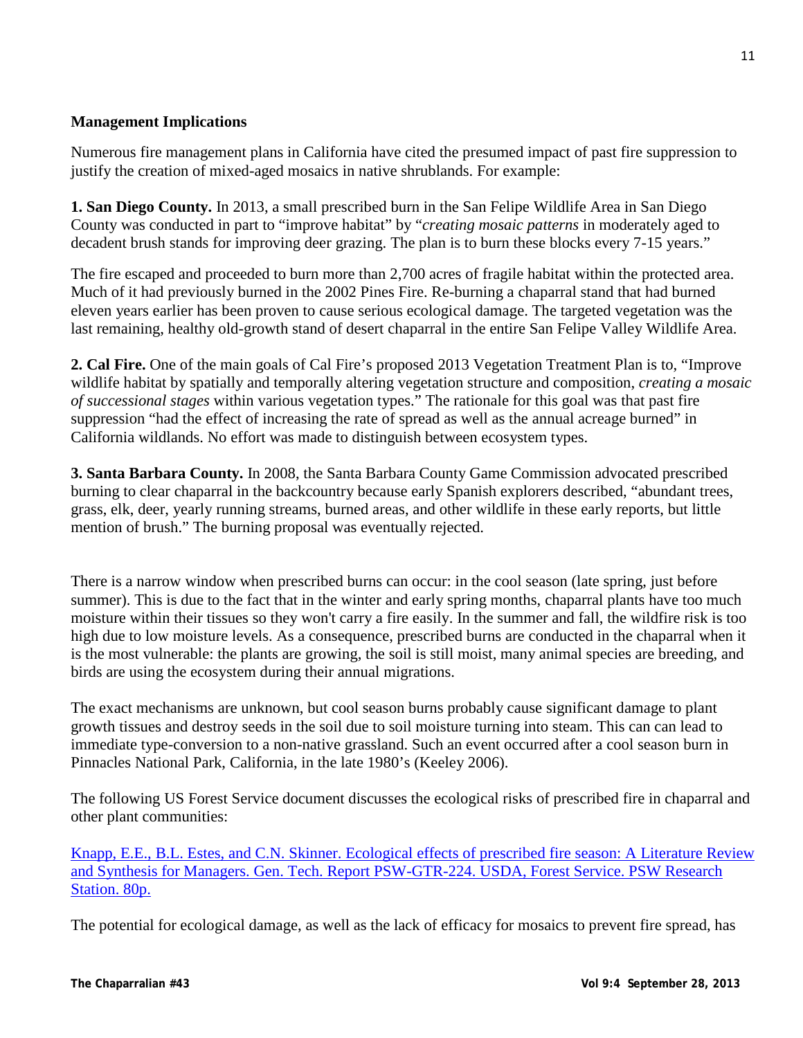**Management Implications**

Numerous fire management plans in California have cited the presumed impact of past fire suppression to justify the creation of mixed-aged mosaics in native shrublands. For example:

**1. San Diego County.** In 2013, a small prescribed burn in the San Felipe Wildlife Area in San Diego County was conducted in part to "improve habitat" by "*creating mosaic patterns* in moderately aged to decadent brush stands for improving deer grazing. The plan is to burn these blocks every 7-15 years."

The fire escaped and proceeded to burn more than 2,700 acres of fragile habitat within the protected area. Much of it had previously burned in the 2002 Pines Fire. Re-burning a chaparral stand that had burned eleven years earlier has been proven to cause serious ecological damage. The targeted vegetation was the last remaining, healthy old-growth stand of desert chaparral in the entire San Felipe Valley Wildlife Area.

**2. Cal Fire.** One of the main goals of Cal Fire's proposed 2013 Vegetation Treatment Plan is to, "Improve wildlife habitat by spatially and temporally altering vegetation structure and composition, *creating a mosaic of successional stages* within various vegetation types." The rationale for this goal was that past fire suppression "had the effect of increasing the rate of spread as well as the annual acreage burned" in California wildlands. No effort was made to distinguish between ecosystem types.

**3. Santa Barbara County.** In 2008, the Santa Barbara County Game Commission advocated prescribed burning to clear chaparral in the backcountry because early Spanish explorers described, "abundant trees, grass, elk, deer, yearly running streams, burned areas, and other wildlife in these early reports, but little mention of brush." The burning proposal was eventually rejected.

There is a narrow window when prescribed burns can occur: in the cool season (late spring, just before summer). This is due to the fact that in the winter and early spring months, chaparral plants have too much moisture within their tissues so they won't carry a fire easily. In the summer and fall, the wildfire risk is too high due to low moisture levels. As a consequence, prescribed burns are conducted in the chaparral when it is the most vulnerable: the plants are growing, the soil is still moist, many animal species are breeding, and birds are using the ecosystem during their annual migrations.

The exact mechanisms are unknown, but cool season burns probably cause significant damage to plant growth tissues and destroy seeds in the soil due to soil moisture turning into steam. This can can lead to immediate type-conversion to a non-native grassland. Such an event occurred after a cool season burn in Pinnacles National Park, California, in the late 1980's (Keeley 2006).

The following US Forest Service document discusses the ecological risks of prescribed fire in chaparral and other plant communities:

Knapp, E.E., B.L. Estes, and C.N. Skinner. Ecological effects of prescribed fire season: A Literature Review and Synthesis for Managers. Gen. Tech. Report PSW-GTR-224. USDA, Forest Service. PSW Research Station. 80p.

The potential for ecological damage, as well as the lack of efficacy for mosaics to prevent fire spread, has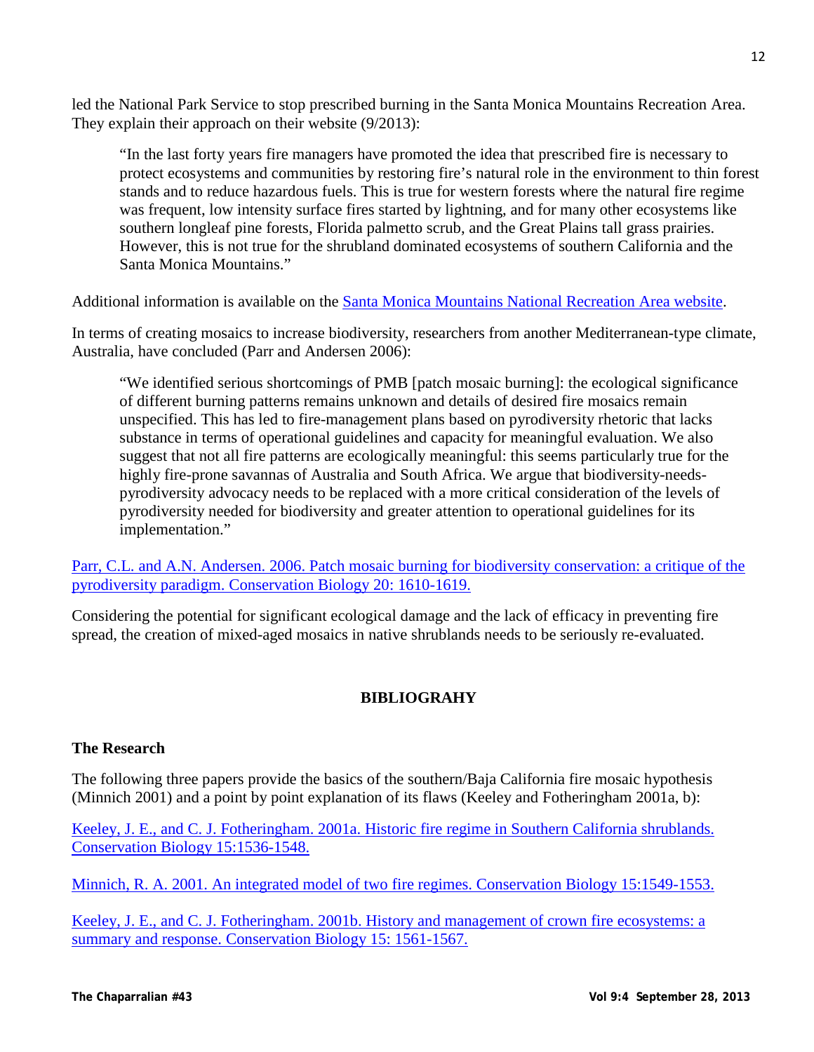led the National Park Service to stop prescribed burning in the Santa Monica Mountains Recreation Area. They explain their approach on their website (9/2013):

> "In the last forty years fire managers have promoted the idea that prescribed fire is necessary to protect ecosystems and communities by restoring fire's natural role in the environment to thin forest stands and to reduce hazardous fuels. This is true for western forests where the natural fire regime was frequent, low intensity surface fires started by lightning, and for many other ecosystems like southern longleaf pine forests, Florida palmetto scrub, and the Great Plains tall grass prairies. However, this is not true for the shrubland dominated ecosystems of southern California and the Santa Monica Mountains."

Additional information is available on the [Santa Monica Mountains National Recreation Area website](#).

In terms of creating mosaics to increase biodiversity, researchers from another Mediterranean-type climate, Australia, have concluded (Parr and Andersen 2006):

> "We identified serious shortcomings of PMB [patch mosaic burning]: the ecological significance of different burning patterns remains unknown and details of desired fire mosaics remain unspecified. This has led to fire-management plans based on pyrodiversity rhetoric that lacks substance in terms of operational guidelines and capacity for meaningful evaluation. We also suggest that not all fire patterns are ecologically meaningful: this seems particularly true for the highly fire-prone savannas of Australia and South Africa. We argue that biodiversity-needs-pyrodiversity advocacy needs to be replaced with a more critical consideration of the levels of pyrodiversity needed for biodiversity and greater attention to operational guidelines for its implementation."

[Parr, C.L. and A.N. Andersen. 2006. Patch mosaic burning for biodiversity conservation: a critique of the pyrodiversity paradigm. Conservation Biology 20: 1610-1619.](#)

Considering the potential for significant ecological damage and the lack of efficacy in preventing fire spread, the creation of mixed-aged mosaics in native shrublands needs to be seriously re-evaluated.

## BIBLIOGRAHY

### The Research

The following three papers provide the basics of the southern/Baja California fire mosaic hypothesis (Minnich 2001) and a point by point explanation of its flaws (Keeley and Fotheringham 2001a, b):

[Keeley, J. E., and C. J. Fotheringham. 2001a. Historic fire regime in Southern California shrublands. Conservation Biology 15:1536-1548.](#)

[Minnich, R. A. 2001. An integrated model of two fire regimes. Conservation Biology 15:1549-1553.](#)

[Keeley, J. E., and C. J. Fotheringham. 2001b. History and management of crown fire ecosystems: a summary and response. Conservation Biology 15: 1561-1567.](#)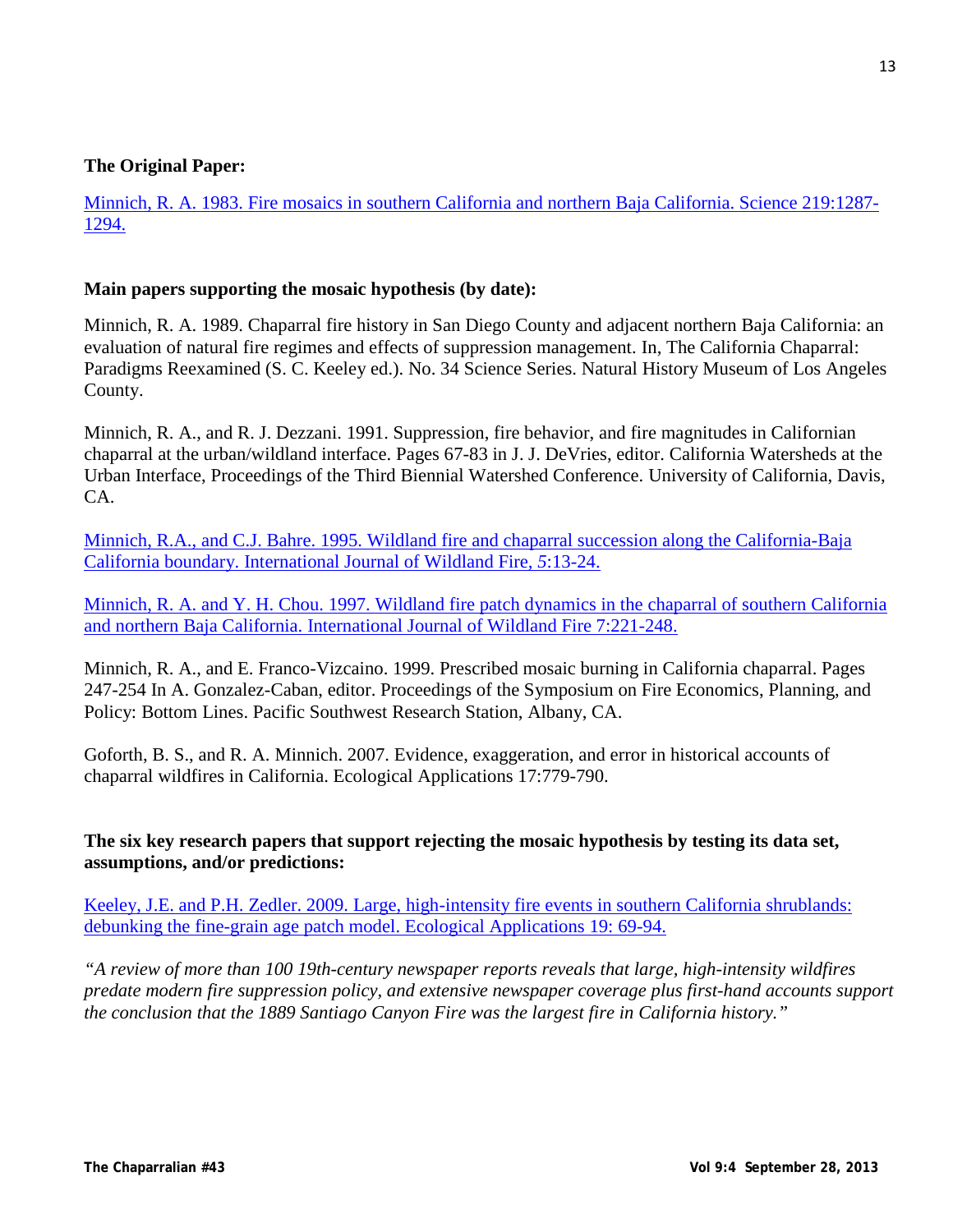**The Original Paper:**

Minnich, R. A. 1983. Fire mosaics in southern California and northern Baja California. Science 219:1287-1294.

**Main papers supporting the mosaic hypothesis (by date):**

Minnich, R. A. 1989. Chaparral fire history in San Diego County and adjacent northern Baja California: an evaluation of natural fire regimes and effects of suppression management. In, The California Chaparral: Paradigms Reexamined (S. C. Keeley ed.). No. 34 Science Series. Natural History Museum of Los Angeles County.

Minnich, R. A., and R. J. Dezzani. 1991. Suppression, fire behavior, and fire magnitudes in Californian chaparral at the urban/wildland interface. Pages 67-83 in J. J. DeVries, editor. California Watersheds at the Urban Interface, Proceedings of the Third Biennial Watershed Conference. University of California, Davis, CA.

Minnich, R.A., and C.J. Bahre. 1995. Wildland fire and chaparral succession along the California-Baja California boundary. International Journal of Wildland Fire, 5:13-24.

Minnich, R. A. and Y. H. Chou. 1997. Wildland fire patch dynamics in the chaparral of southern California and northern Baja California. International Journal of Wildland Fire 7:221-248.

Minnich, R. A., and E. Franco-Vizcaino. 1999. Prescribed mosaic burning in California chaparral. Pages 247-254 In A. Gonzalez-Caban, editor. Proceedings of the Symposium on Fire Economics, Planning, and Policy: Bottom Lines. Pacific Southwest Research Station, Albany, CA.

Goforth, B. S., and R. A. Minnich. 2007. Evidence, exaggeration, and error in historical accounts of chaparral wildfires in California. Ecological Applications 17:779-790.

**The six key research papers that support rejecting the mosaic hypothesis by testing its data set, assumptions, and/or predictions:**

Keeley, J.E. and P.H. Zedler. 2009. Large, high-intensity fire events in southern California shrublands: debunking the fine-grain age patch model. Ecological Applications 19: 69-94.

*"A review of more than 100 19th-century newspaper reports reveals that large, high-intensity wildfires predate modern fire suppression policy, and extensive newspaper coverage plus first-hand accounts support the conclusion that the 1889 Santiago Canyon Fire was the largest fire in California history."*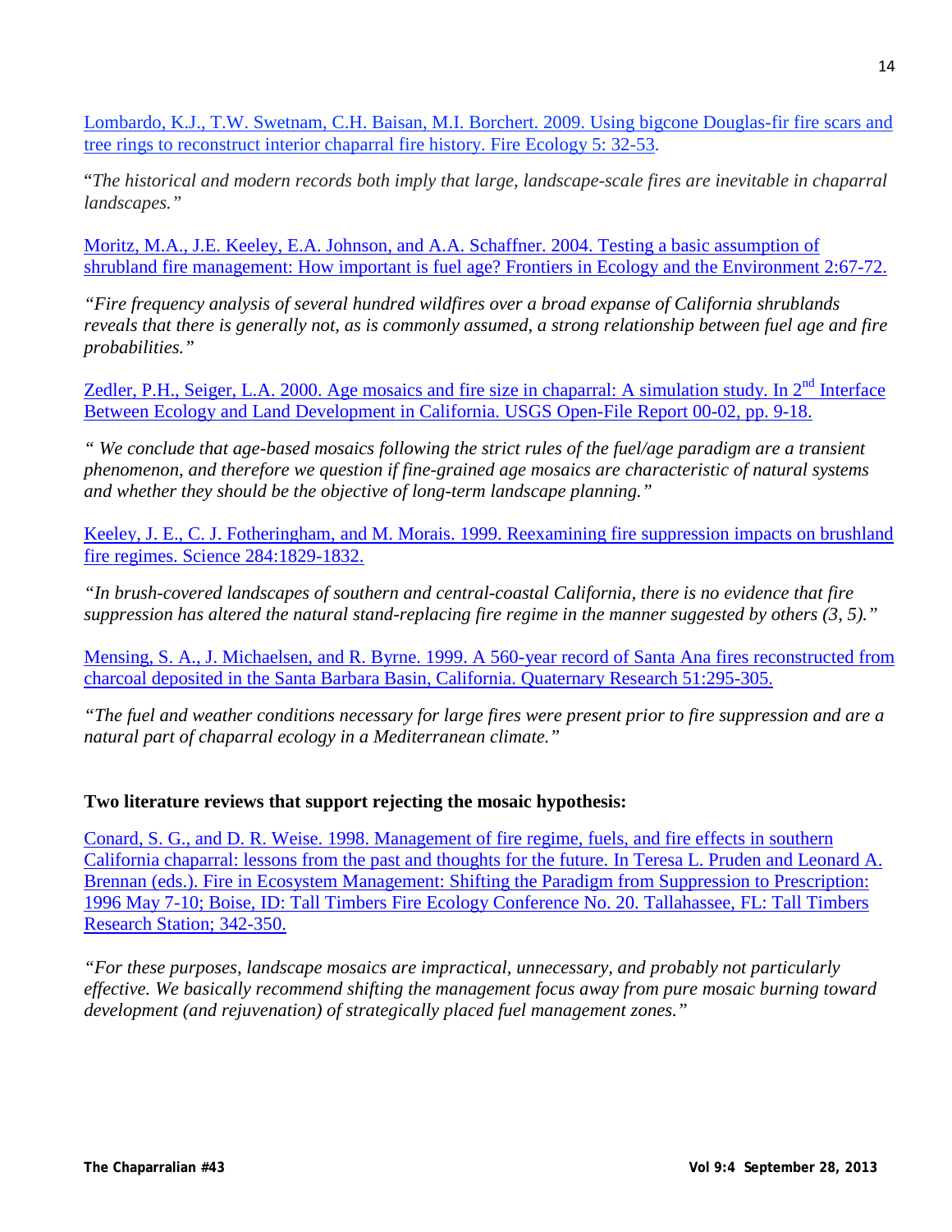Lombardo, K.J., T.W. Swetnam, C.H. Baisan, M.I. Borchert. 2009. Using bigcone Douglas-fir fire scars and tree rings to reconstruct interior chaparral fire history. Fire Ecology 5: 32-53.

"*The historical and modern records both imply that large, landscape-scale fires are inevitable in chaparral landscapes."*

Moritz, M.A., J.E. Keeley, E.A. Johnson, and A.A. Schaffner. 2004. Testing a basic assumption of shrubland fire management: How important is fuel age? Frontiers in Ecology and the Environment 2:67-72.

*"Fire frequency analysis of several hundred wildfires over a broad expanse of California shrublands reveals that there is generally not, as is commonly assumed, a strong relationship between fuel age and fire probabilities."*

Zedler, P.H., Seiger, L.A. 2000. Age mosaics and fire size in chaparral: A simulation study. In 2nd Interface Between Ecology and Land Development in California. USGS Open-File Report 00-02, pp. 9-18.

*" We conclude that age-based mosaics following the strict rules of the fuel/age paradigm are a transient phenomenon, and therefore we question if fine-grained age mosaics are characteristic of natural systems and whether they should be the objective of long-term landscape planning."*

Keeley, J. E., C. J. Fotheringham, and M. Morais. 1999. Reexamining fire suppression impacts on brushland fire regimes. Science 284:1829-1832.

*"In brush-covered landscapes of southern and central-coastal California, there is no evidence that fire suppression has altered the natural stand-replacing fire regime in the manner suggested by others (3, 5)."*

Mensing, S. A., J. Michaelsen, and R. Byrne. 1999. A 560-year record of Santa Ana fires reconstructed from charcoal deposited in the Santa Barbara Basin, California. Quaternary Research 51:295-305.

*"The fuel and weather conditions necessary for large fires were present prior to fire suppression and are a natural part of chaparral ecology in a Mediterranean climate."*

**Two literature reviews that support rejecting the mosaic hypothesis:**

Conard, S. G., and D. R. Weise. 1998. Management of fire regime, fuels, and fire effects in southern California chaparral: lessons from the past and thoughts for the future. In Teresa L. Pruden and Leonard A. Brennan (eds.). Fire in Ecosystem Management: Shifting the Paradigm from Suppression to Prescription: 1996 May 7-10; Boise, ID: Tall Timbers Fire Ecology Conference No. 20. Tallahassee, FL: Tall Timbers Research Station; 342-350.

*"For these purposes, landscape mosaics are impractical, unnecessary, and probably not particularly effective. We basically recommend shifting the management focus away from pure mosaic burning toward development (and rejuvenation) of strategically placed fuel management zones."*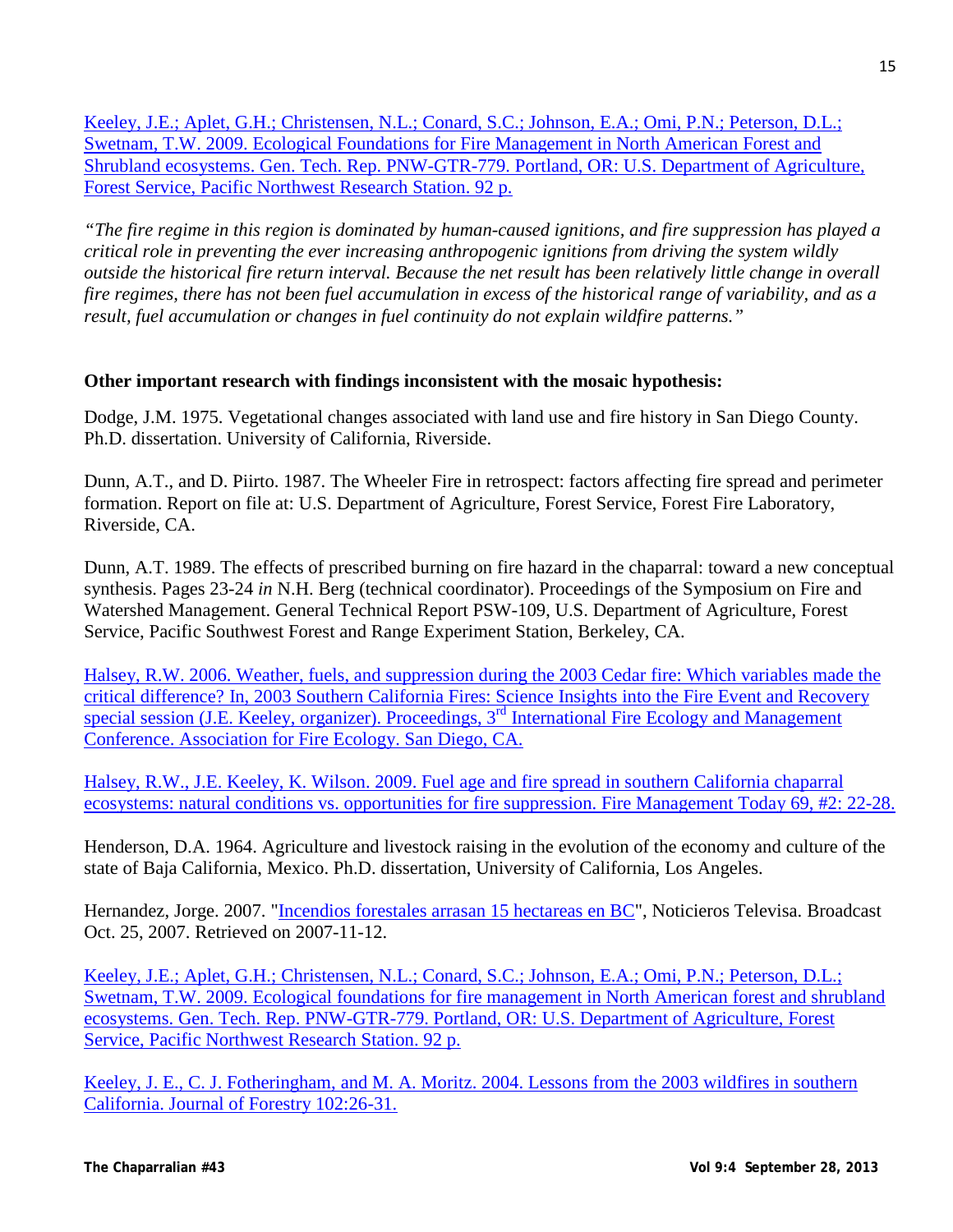Keeley, J.E.; Aplet, G.H.; Christensen, N.L.; Conard, S.C.; Johnson, E.A.; Omi, P.N.; Peterson, D.L.; Swetnam, T.W. 2009. Ecological Foundations for Fire Management in North American Forest and Shrubland ecosystems. Gen. Tech. Rep. PNW-GTR-779. Portland, OR: U.S. Department of Agriculture, Forest Service, Pacific Northwest Research Station. 92 p.

*"The fire regime in this region is dominated by human-caused ignitions, and fire suppression has played a critical role in preventing the ever increasing anthropogenic ignitions from driving the system wildly outside the historical fire return interval. Because the net result has been relatively little change in overall fire regimes, there has not been fuel accumulation in excess of the historical range of variability, and as a result, fuel accumulation or changes in fuel continuity do not explain wildfire patterns."*

**Other important research with findings inconsistent with the mosaic hypothesis:**

Dodge, J.M. 1975. Vegetational changes associated with land use and fire history in San Diego County. Ph.D. dissertation. University of California, Riverside.

Dunn, A.T., and D. Piirto. 1987. The Wheeler Fire in retrospect: factors affecting fire spread and perimeter formation. Report on file at: U.S. Department of Agriculture, Forest Service, Forest Fire Laboratory, Riverside, CA.

Dunn, A.T. 1989. The effects of prescribed burning on fire hazard in the chaparral: toward a new conceptual synthesis. Pages 23-24 *in* N.H. Berg (technical coordinator). Proceedings of the Symposium on Fire and Watershed Management. General Technical Report PSW-109, U.S. Department of Agriculture, Forest Service, Pacific Southwest Forest and Range Experiment Station, Berkeley, CA.

Halsey, R.W. 2006. Weather, fuels, and suppression during the 2003 Cedar fire: Which variables made the critical difference? In, 2003 Southern California Fires: Science Insights into the Fire Event and Recovery special session (J.E. Keeley, organizer). Proceedings, 3rd International Fire Ecology and Management Conference. Association for Fire Ecology. San Diego, CA.

Halsey, R.W., J.E. Keeley, K. Wilson. 2009. Fuel age and fire spread in southern California chaparral ecosystems: natural conditions vs. opportunities for fire suppression. Fire Management Today 69, #2: 22-28.

Henderson, D.A. 1964. Agriculture and livestock raising in the evolution of the economy and culture of the state of Baja California, Mexico. Ph.D. dissertation, University of California, Los Angeles.

Hernandez, Jorge. 2007. "Incendios forestales arrasan 15 hectareas en BC", Noticieros Televisa. Broadcast Oct. 25, 2007. Retrieved on 2007-11-12.

Keeley, J.E.; Aplet, G.H.; Christensen, N.L.; Conard, S.C.; Johnson, E.A.; Omi, P.N.; Peterson, D.L.; Swetnam, T.W. 2009. Ecological foundations for fire management in North American forest and shrubland ecosystems. Gen. Tech. Rep. PNW-GTR-779. Portland, OR: U.S. Department of Agriculture, Forest Service, Pacific Northwest Research Station. 92 p.

Keeley, J. E., C. J. Fotheringham, and M. A. Moritz. 2004. Lessons from the 2003 wildfires in southern California. Journal of Forestry 102:26-31.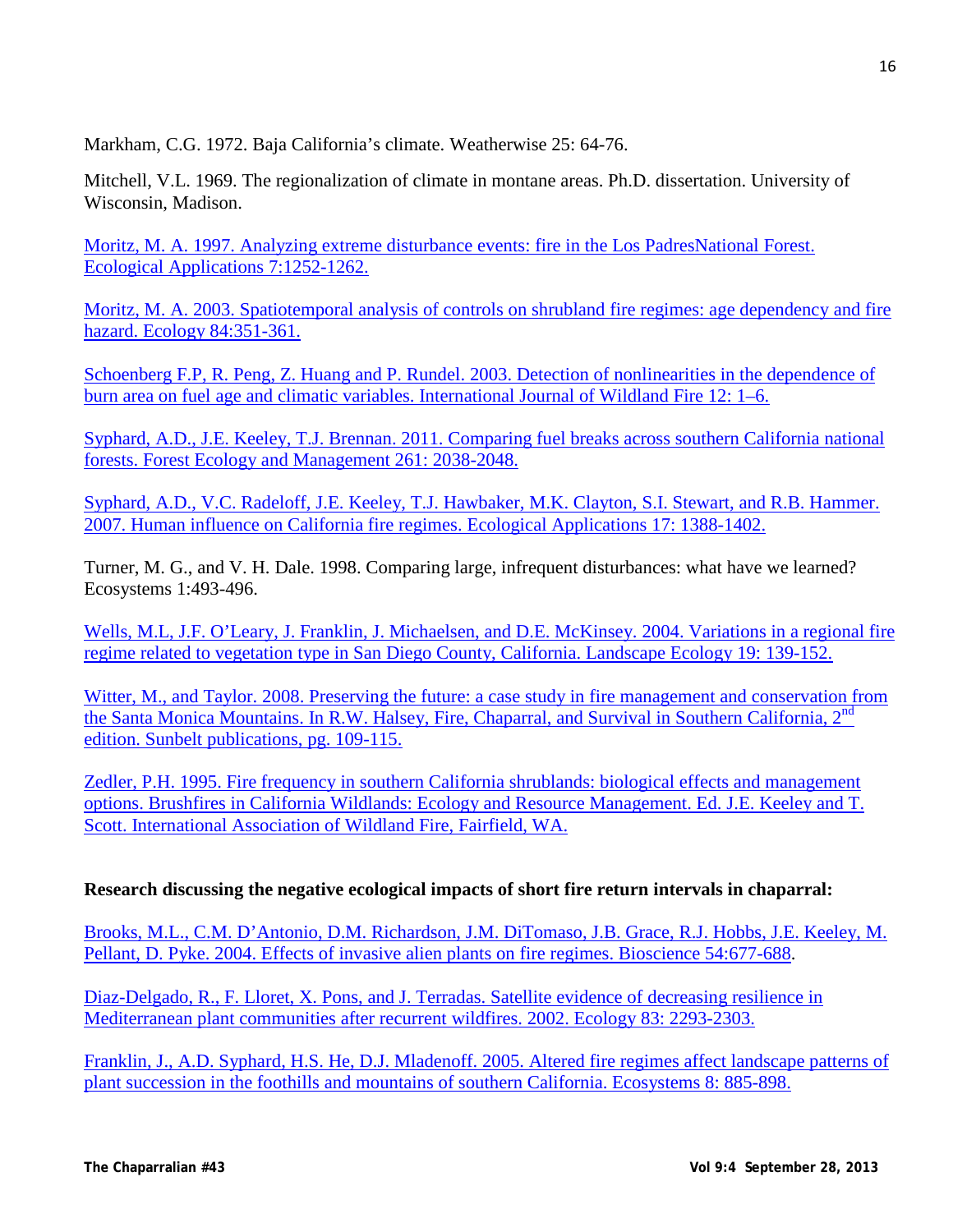Markham, C.G. 1972. Baja California's climate. Weatherwise 25: 64-76.

Mitchell, V.L. 1969. The regionalization of climate in montane areas. Ph.D. dissertation. University of Wisconsin, Madison.

Moritz, M. A. 1997. Analyzing extreme disturbance events: fire in the Los PadresNational Forest. Ecological Applications 7:1252-1262.

Moritz, M. A. 2003. Spatiotemporal analysis of controls on shrubland fire regimes: age dependency and fire hazard. Ecology 84:351-361.

Schoenberg F.P, R. Peng, Z. Huang and P. Rundel. 2003. Detection of nonlinearities in the dependence of burn area on fuel age and climatic variables. International Journal of Wildland Fire 12: 1–6.

Syphard, A.D., J.E. Keeley, T.J. Brennan. 2011. Comparing fuel breaks across southern California national forests. Forest Ecology and Management 261: 2038-2048.

Syphard, A.D., V.C. Radeloff, J.E. Keeley, T.J. Hawbaker, M.K. Clayton, S.I. Stewart, and R.B. Hammer. 2007. Human influence on California fire regimes. Ecological Applications 17: 1388-1402.

Turner, M. G., and V. H. Dale. 1998. Comparing large, infrequent disturbances: what have we learned? Ecosystems 1:493-496.

Wells, M.L, J.F. O'Leary, J. Franklin, J. Michaelsen, and D.E. McKinsey. 2004. Variations in a regional fire regime related to vegetation type in San Diego County, California. Landscape Ecology 19: 139-152.

Witter, M., and Taylor. 2008. Preserving the future: a case study in fire management and conservation from the Santa Monica Mountains. In R.W. Halsey, Fire, Chaparral, and Survival in Southern California, 2nd edition. Sunbelt publications, pg. 109-115.

Zedler, P.H. 1995. Fire frequency in southern California shrublands: biological effects and management options. Brushfires in California Wildlands: Ecology and Resource Management. Ed. J.E. Keeley and T. Scott. International Association of Wildland Fire, Fairfield, WA.

**Research discussing the negative ecological impacts of short fire return intervals in chaparral:**

Brooks, M.L., C.M. D'Antonio, D.M. Richardson, J.M. DiTomaso, J.B. Grace, R.J. Hobbs, J.E. Keeley, M. Pellant, D. Pyke. 2004. Effects of invasive alien plants on fire regimes. Bioscience 54:677-688.

Diaz-Delgado, R., F. Lloret, X. Pons, and J. Terradas. Satellite evidence of decreasing resilience in Mediterranean plant communities after recurrent wildfires. 2002. Ecology 83: 2293-2303.

Franklin, J., A.D. Syphard, H.S. He, D.J. Mladenoff. 2005. Altered fire regimes affect landscape patterns of plant succession in the foothills and mountains of southern California. Ecosystems 8: 885-898.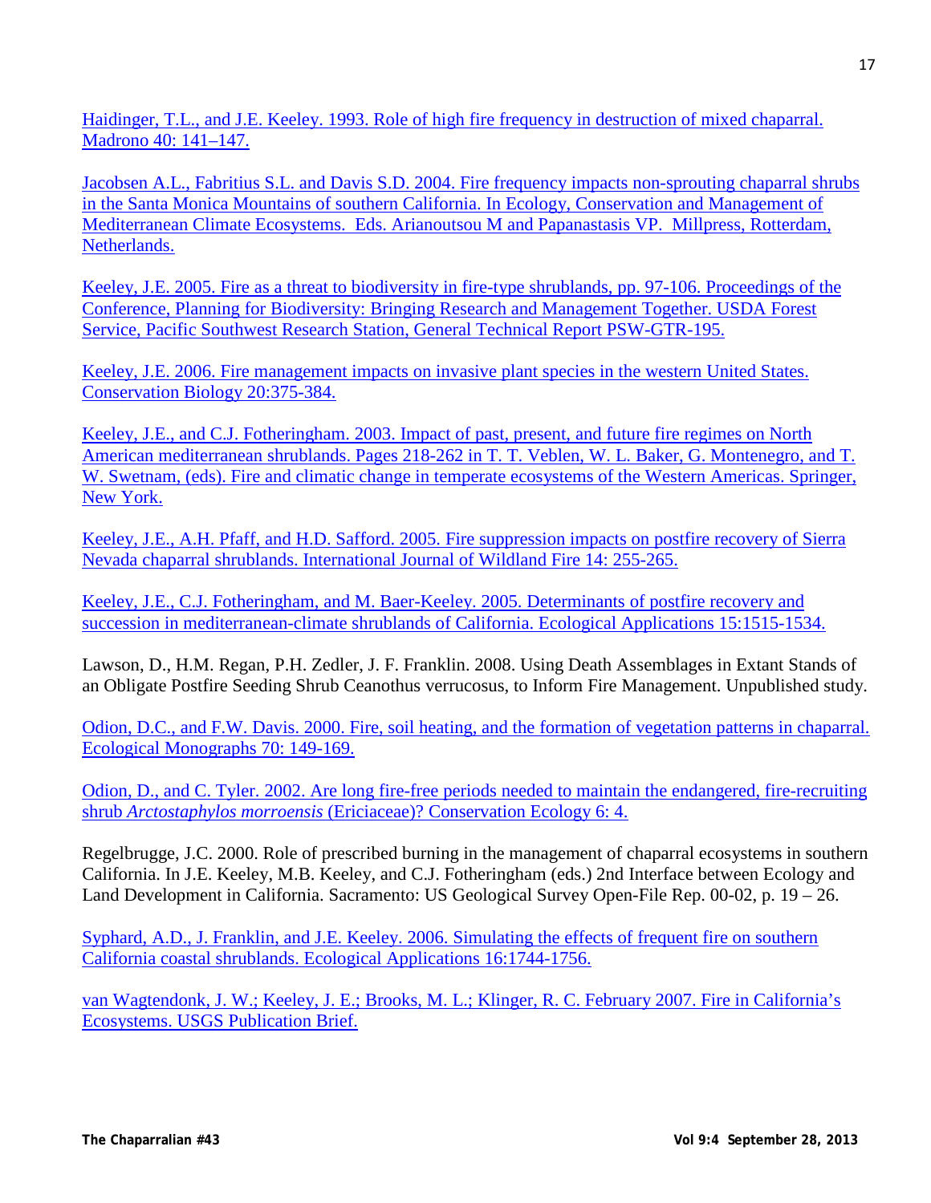Haidinger, T.L., and J.E. Keeley. 1993. Role of high fire frequency in destruction of mixed chaparral. Madrono 40: 141–147.

Jacobsen A.L., Fabritius S.L. and Davis S.D. 2004. Fire frequency impacts non-sprouting chaparral shrubs in the Santa Monica Mountains of southern California. In Ecology, Conservation and Management of Mediterranean Climate Ecosystems. Eds. Arianoutsou M and Papanastasis VP. Millpress, Rotterdam, Netherlands.

Keeley, J.E. 2005. Fire as a threat to biodiversity in fire-type shrublands, pp. 97-106. Proceedings of the Conference, Planning for Biodiversity: Bringing Research and Management Together. USDA Forest Service, Pacific Southwest Research Station, General Technical Report PSW-GTR-195.

Keeley, J.E. 2006. Fire management impacts on invasive plant species in the western United States. Conservation Biology 20:375-384.

Keeley, J.E., and C.J. Fotheringham. 2003. Impact of past, present, and future fire regimes on North American mediterranean shrublands. Pages 218-262 in T. T. Veblen, W. L. Baker, G. Montenegro, and T. W. Swetnam, (eds). Fire and climatic change in temperate ecosystems of the Western Americas. Springer, New York.

Keeley, J.E., A.H. Pfaff, and H.D. Safford. 2005. Fire suppression impacts on postfire recovery of Sierra Nevada chaparral shrublands. International Journal of Wildland Fire 14: 255-265.

Keeley, J.E., C.J. Fotheringham, and M. Baer-Keeley. 2005. Determinants of postfire recovery and succession in mediterranean-climate shrublands of California. Ecological Applications 15:1515-1534.

Lawson, D., H.M. Regan, P.H. Zedler, J. F. Franklin. 2008. Using Death Assemblages in Extant Stands of an Obligate Postfire Seeding Shrub Ceanothus verrucosus, to Inform Fire Management. Unpublished study.

Odion, D.C., and F.W. Davis. 2000. Fire, soil heating, and the formation of vegetation patterns in chaparral. Ecological Monographs 70: 149-169.

Odion, D., and C. Tyler. 2002. Are long fire-free periods needed to maintain the endangered, fire-recruiting shrub *Arctostaphylos morroensis* (Ericiaceae)? Conservation Ecology 6: 4.

Regelbrugge, J.C. 2000. Role of prescribed burning in the management of chaparral ecosystems in southern California. In J.E. Keeley, M.B. Keeley, and C.J. Fotheringham (eds.) 2nd Interface between Ecology and Land Development in California. Sacramento: US Geological Survey Open-File Rep. 00-02, p. 19 – 26.

Syphard, A.D., J. Franklin, and J.E. Keeley. 2006. Simulating the effects of frequent fire on southern California coastal shrublands. Ecological Applications 16:1744-1756.

van Wagtendonk, J. W.; Keeley, J. E.; Brooks, M. L.; Klinger, R. C. February 2007. Fire in California's Ecosystems. USGS Publication Brief.